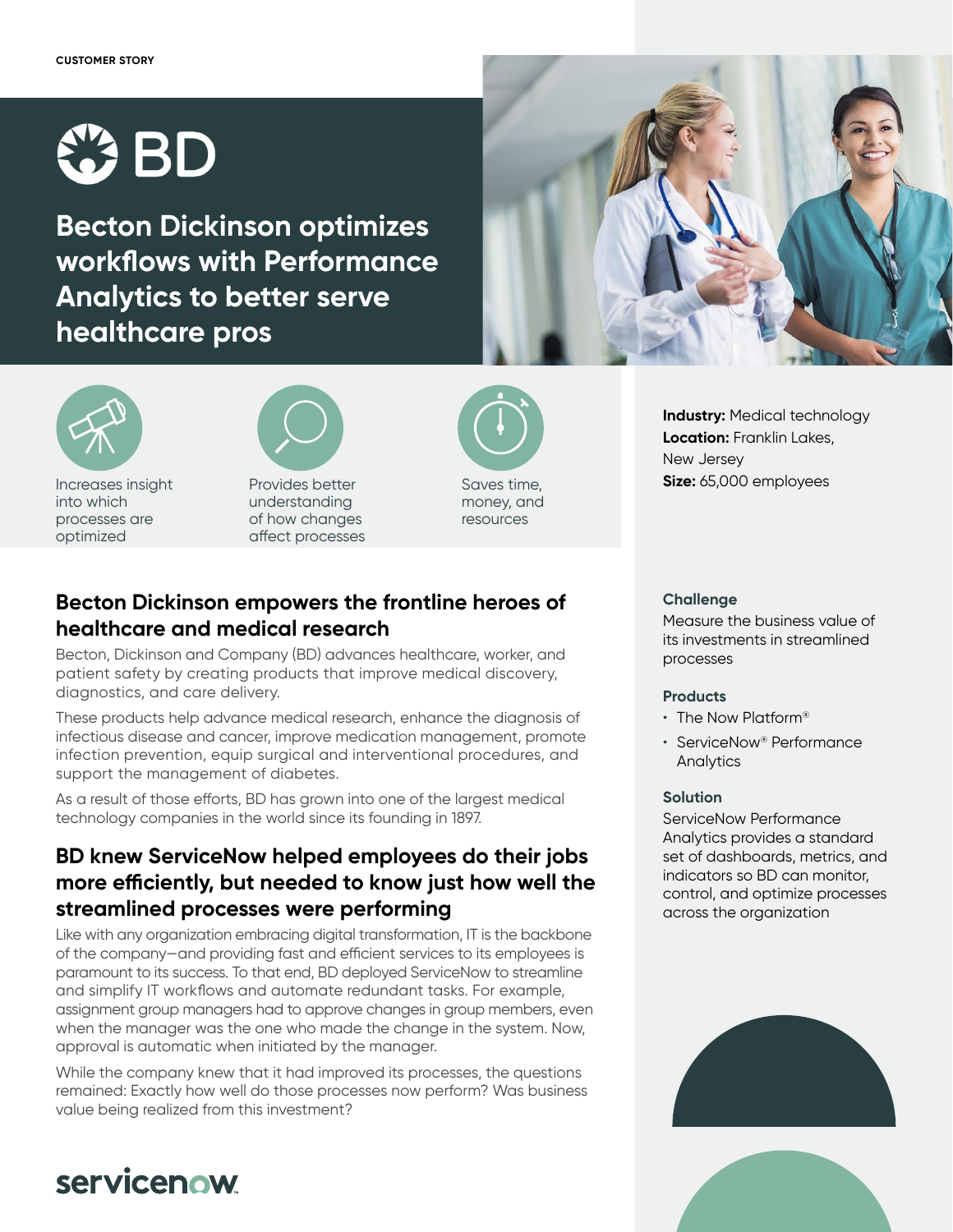CUSTOMER STORY

BD

# Becton Dickinson optimizes workflows with Performance Analytics to better serve healthcare pros

Increases insight into which processes are optimized

Provides better understanding of how changes affect processes

Saves time, money, and resources

**Industry:** Medical technology
**Location:** Franklin Lakes, New Jersey
**Size:** 65,000 employees

### Challenge

Measure the business value of its investments in streamlined processes

### Products

- The Now Platform®
- ServiceNow® Performance Analytics

### Solution

ServiceNow Performance Analytics provides a standard set of dashboards, metrics, and indicators so BD can monitor, control, and optimize processes across the organization

## Becton Dickinson empowers the frontline heroes of healthcare and medical research

Becton, Dickinson and Company (BD) advances healthcare, worker, and patient safety by creating products that improve medical discovery, diagnostics, and care delivery.

These products help advance medical research, enhance the diagnosis of infectious disease and cancer, improve medication management, promote infection prevention, equip surgical and interventional procedures, and support the management of diabetes.

As a result of those efforts, BD has grown into one of the largest medical technology companies in the world since its founding in 1897.

## BD knew ServiceNow helped employees do their jobs more efficiently, but needed to know just how well the streamlined processes were performing

Like with any organization embracing digital transformation, IT is the backbone of the company—and providing fast and efficient services to its employees is paramount to its success. To that end, BD deployed ServiceNow to streamline and simplify IT workflows and automate redundant tasks. For example, assignment group managers had to approve changes in group members, even when the manager was the one who made the change in the system. Now, approval is automatic when initiated by the manager.

While the company knew that it had improved its processes, the questions remained: Exactly how well do those processes now perform? Was business value being realized from this investment?

servicenow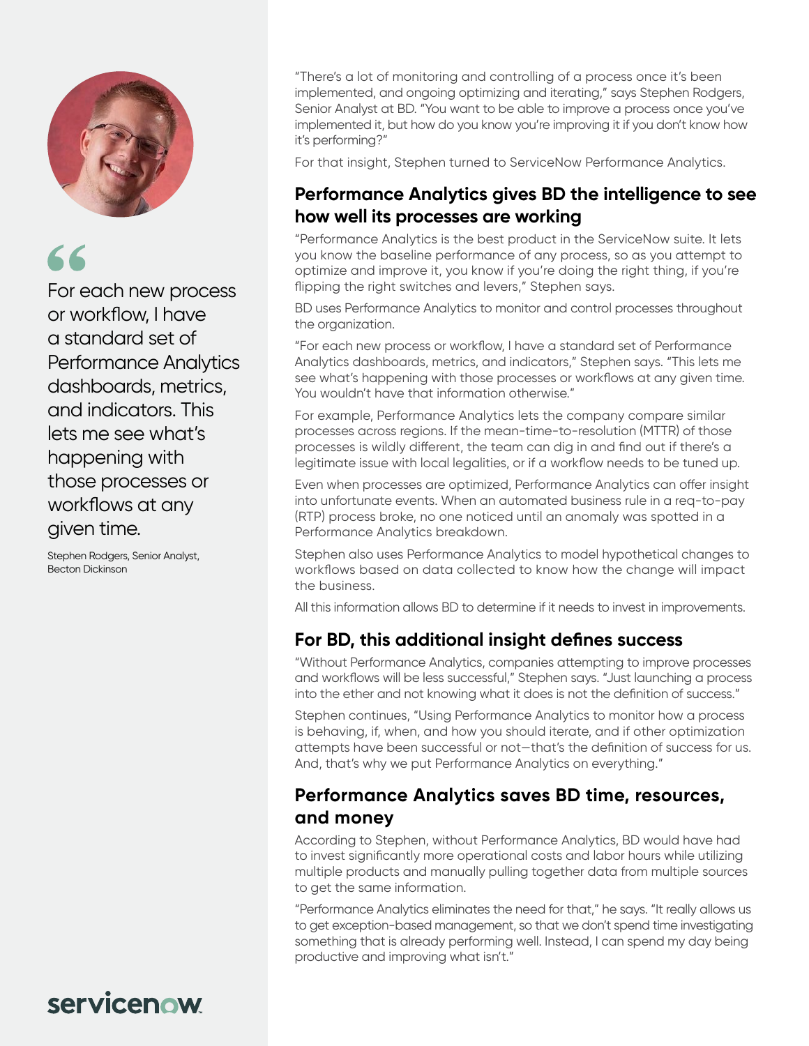> For each new process or workflow, I have a standard set of Performance Analytics dashboards, metrics, and indicators. This lets me see what's happening with those processes or workflows at any given time.
>
> Stephen Rodgers, Senior Analyst, Becton Dickinson

"There's a lot of monitoring and controlling of a process once it's been implemented, and ongoing optimizing and iterating," says Stephen Rodgers, Senior Analyst at BD. "You want to be able to improve a process once you've implemented it, but how do you know you're improving it if you don't know how it's performing?"

For that insight, Stephen turned to ServiceNow Performance Analytics.

## Performance Analytics gives BD the intelligence to see how well its processes are working

"Performance Analytics is the best product in the ServiceNow suite. It lets you know the baseline performance of any process, so as you attempt to optimize and improve it, you know if you're doing the right thing, if you're flipping the right switches and levers," Stephen says.

BD uses Performance Analytics to monitor and control processes throughout the organization.

"For each new process or workflow, I have a standard set of Performance Analytics dashboards, metrics, and indicators," Stephen says. "This lets me see what's happening with those processes or workflows at any given time. You wouldn't have that information otherwise."

For example, Performance Analytics lets the company compare similar processes across regions. If the mean-time-to-resolution (MTTR) of those processes is wildly different, the team can dig in and find out if there's a legitimate issue with local legalities, or if a workflow needs to be tuned up.

Even when processes are optimized, Performance Analytics can offer insight into unfortunate events. When an automated business rule in a req-to-pay (RTP) process broke, no one noticed until an anomaly was spotted in a Performance Analytics breakdown.

Stephen also uses Performance Analytics to model hypothetical changes to workflows based on data collected to know how the change will impact the business.

All this information allows BD to determine if it needs to invest in improvements.

## For BD, this additional insight defines success

"Without Performance Analytics, companies attempting to improve processes and workflows will be less successful," Stephen says. "Just launching a process into the ether and not knowing what it does is not the definition of success."

Stephen continues, "Using Performance Analytics to monitor how a process is behaving, if, when, and how you should iterate, and if other optimization attempts have been successful or not—that's the definition of success for us. And, that's why we put Performance Analytics on everything."

## Performance Analytics saves BD time, resources, and money

According to Stephen, without Performance Analytics, BD would have had to invest significantly more operational costs and labor hours while utilizing multiple products and manually pulling together data from multiple sources to get the same information.

"Performance Analytics eliminates the need for that," he says. "It really allows us to get exception-based management, so that we don't spend time investigating something that is already performing well. Instead, I can spend my day being productive and improving what isn't."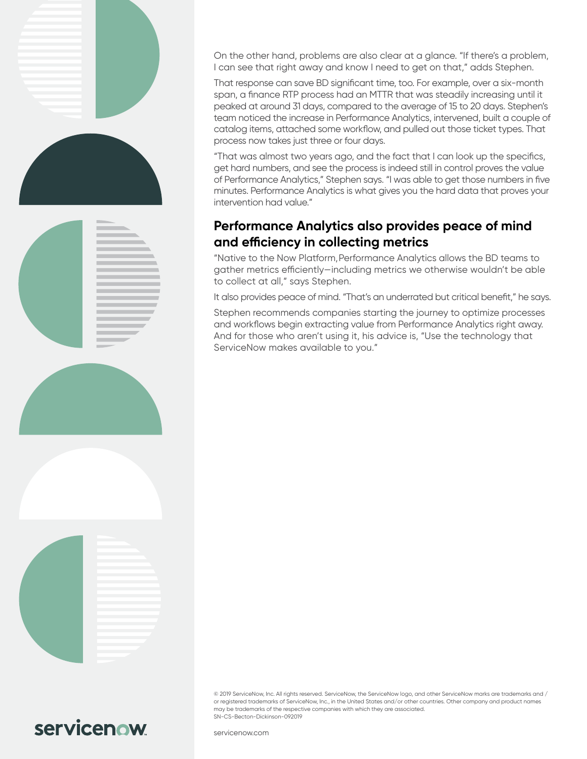On the other hand, problems are also clear at a glance. "If there's a problem, I can see that right away and know I need to get on that," adds Stephen.

That response can save BD significant time, too. For example, over a six-month span, a finance RTP process had an MTTR that was steadily increasing until it peaked at around 31 days, compared to the average of 15 to 20 days. Stephen's team noticed the increase in Performance Analytics, intervened, built a couple of catalog items, attached some workflow, and pulled out those ticket types. That process now takes just three or four days.

"That was almost two years ago, and the fact that I can look up the specifics, get hard numbers, and see the process is indeed still in control proves the value of Performance Analytics," Stephen says. "I was able to get those numbers in five minutes. Performance Analytics is what gives you the hard data that proves your intervention had value."

## Performance Analytics also provides peace of mind and efficiency in collecting metrics

"Native to the Now Platform, Performance Analytics allows the BD teams to gather metrics efficiently—including metrics we otherwise wouldn't be able to collect at all," says Stephen.

It also provides peace of mind. "That's an underrated but critical benefit," he says.

Stephen recommends companies starting the journey to optimize processes and workflows begin extracting value from Performance Analytics right away. And for those who aren't using it, his advice is, "Use the technology that ServiceNow makes available to you."

© 2019 ServiceNow, Inc. All rights reserved. ServiceNow, the ServiceNow logo, and other ServiceNow marks are trademarks and / or registered trademarks of ServiceNow, Inc., in the United States and/or other countries. Other company and product names may be trademarks of the respective companies with which they are associated.
SN-CS-Becton-Dickinson-092019

servicenow.com